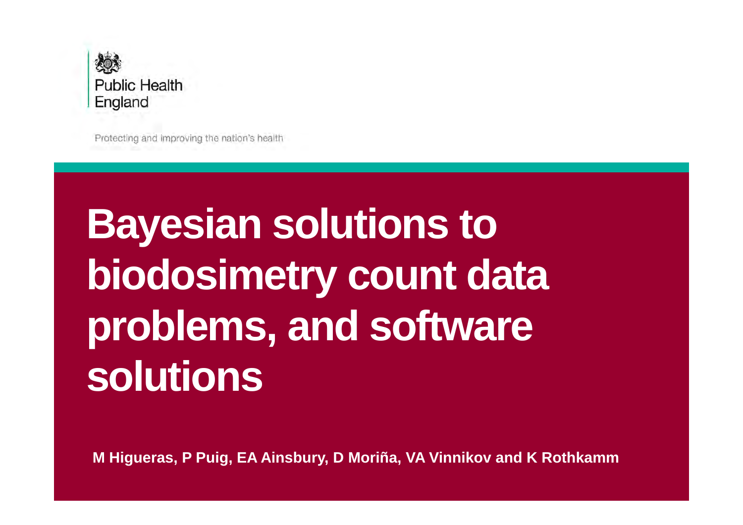Public Health England

Protecting and improving the nation's health

# Bayesian solutions to biodosimetry count data problems, and software solutions

**M Higueras, P Puig, EA Ainsbury, D Moriña, VA Vinnikov and K Rothkamm**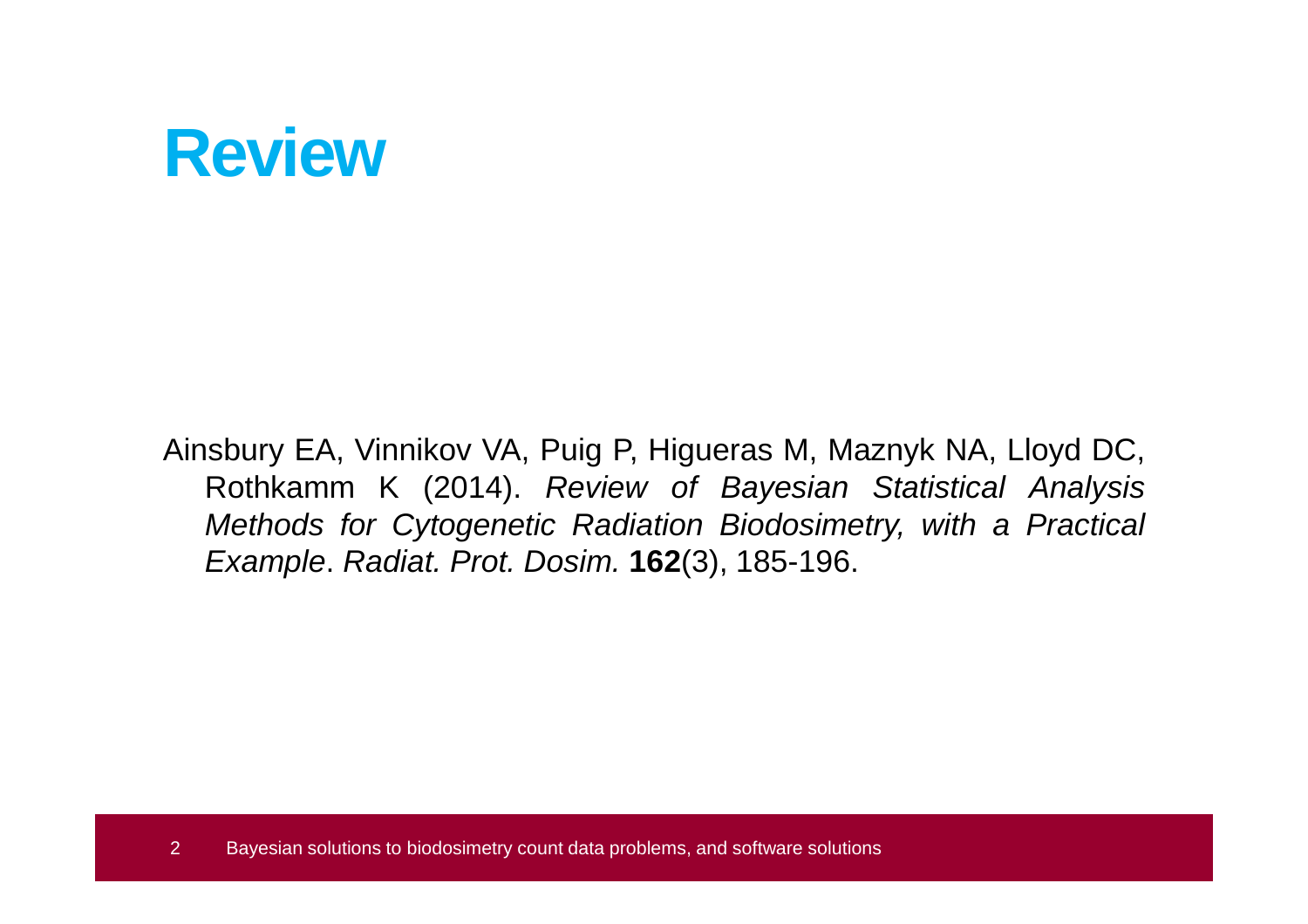# Review

Ainsbury EA, Vinnikov VA, Puig P, Higueras M, Maznyk NA, Lloyd DC, Rothkamm K (2014). *Review of Bayesian Statistical Analysis Methods for Cytogenetic Radiation Biodosimetry, with a Practical Example*. *Radiat. Prot. Dosim.* **162**(3), 185-196.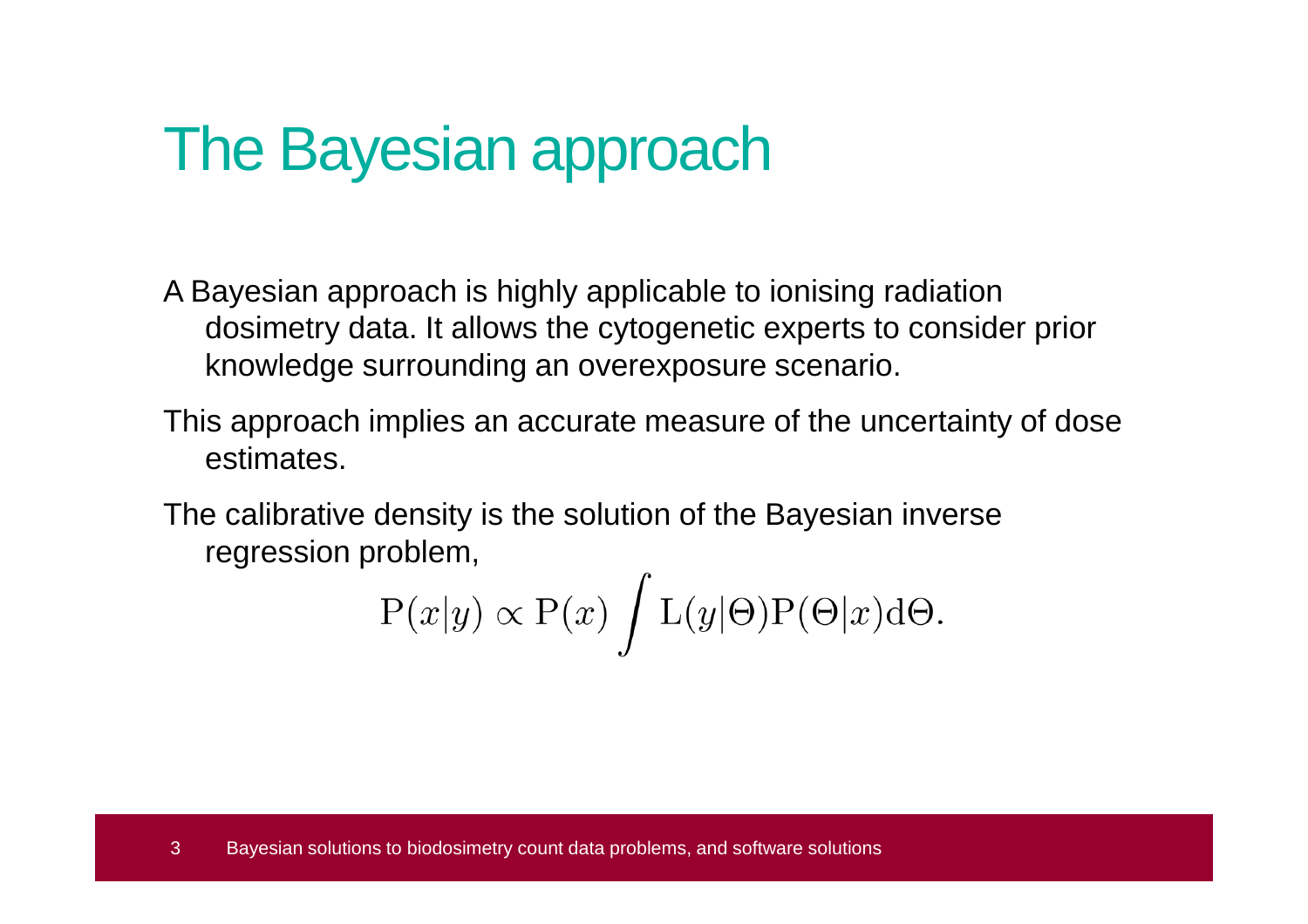# The Bayesian approach

A Bayesian approach is highly applicable to ionising radiation dosimetry data. It allows the cytogenetic experts to consider prior knowledge surrounding an overexposure scenario.

This approach implies an accurate measure of the uncertainty of dose estimates.

The calibrative density is the solution of the Bayesian inverse regression problem,

$$\mathrm{P}(x|y) \propto \mathrm{P}(x) \int \mathrm{L}(y|\Theta)\mathrm{P}(\Theta|x)\mathrm{d}\Theta.$$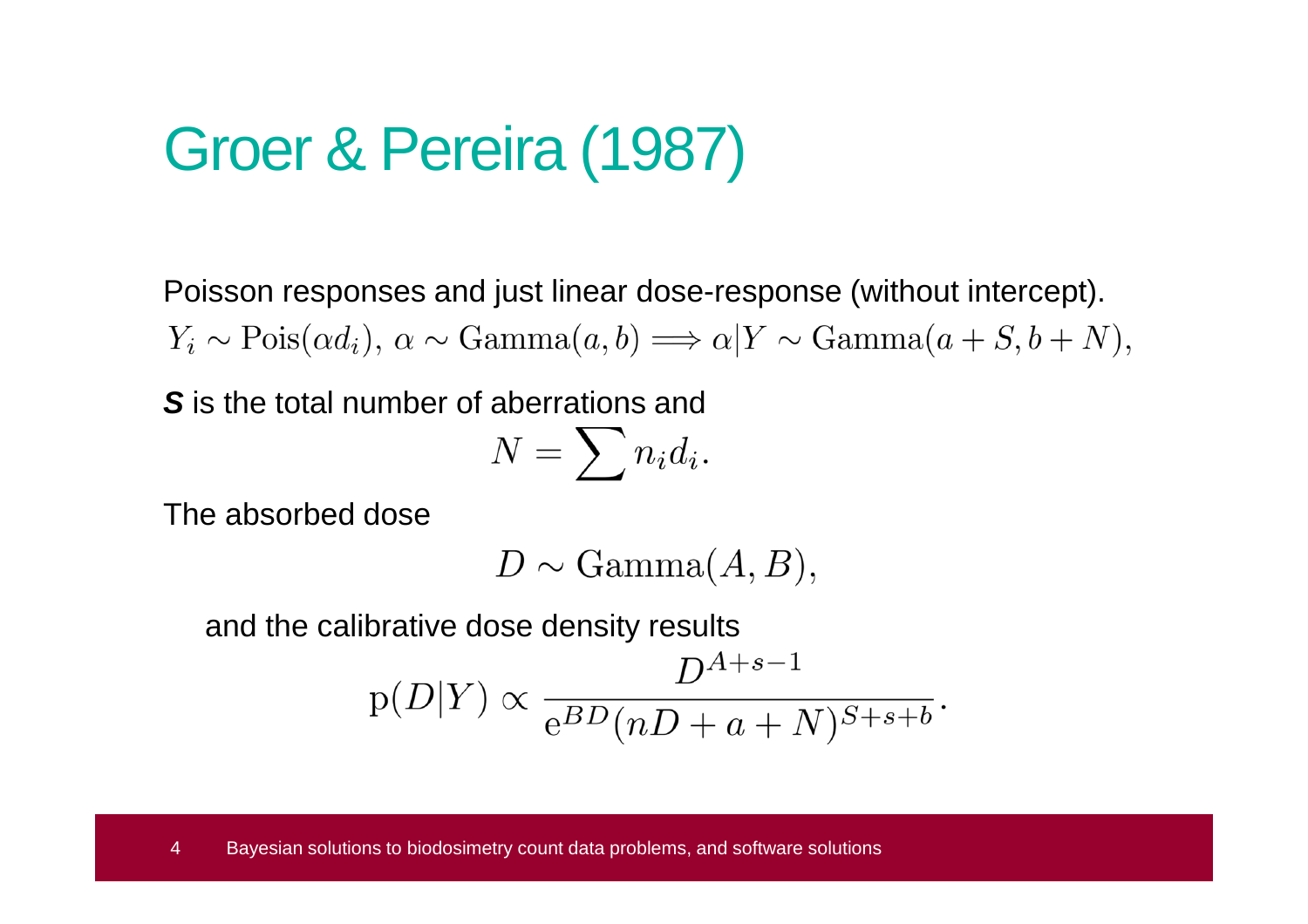# Groer & Pereira (1987)

Poisson responses and just linear dose-response (without intercept).

$$Y_i \sim \text{Pois}(\alpha d_i),\ \alpha \sim \text{Gamma}(a, b) \Longrightarrow \alpha | Y \sim \text{Gamma}(a + S, b + N),$$

***S*** is the total number of aberrations and

$$N = \sum n_i d_i.$$

The absorbed dose

$$D \sim \text{Gamma}(A, B),$$

and the calibrative dose density results

$$\text{p}(D|Y) \propto \frac{D^{A+s-1}}{\text{e}^{BD}(nD + a + N)^{S+s+b}}.$$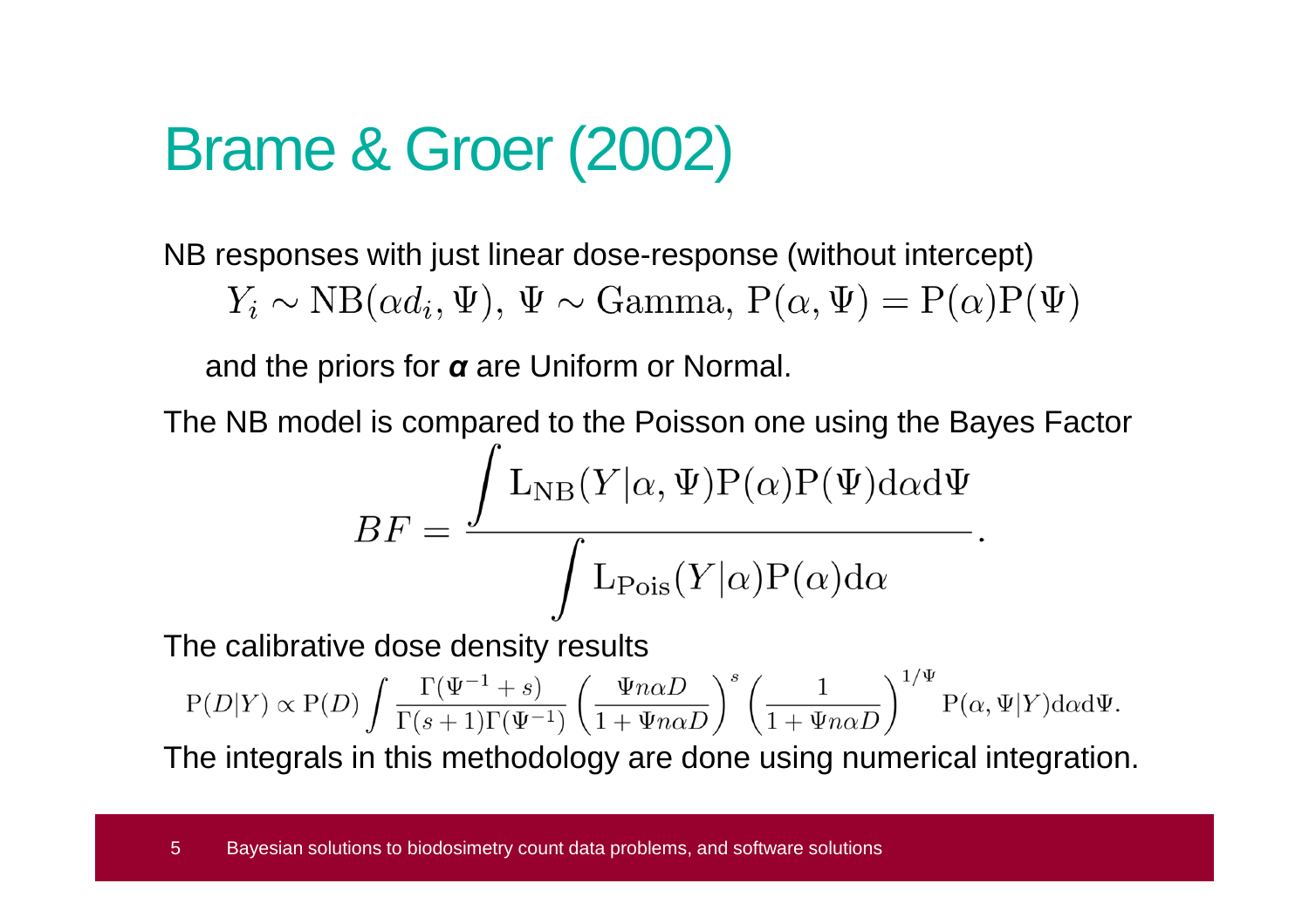# Brame & Groer (2002)

NB responses with just linear dose-response (without intercept)

$$Y_i \sim \mathrm{NB}(\alpha d_i, \Psi),\ \Psi \sim \mathrm{Gamma},\ \mathrm{P}(\alpha, \Psi) = \mathrm{P}(\alpha)\mathrm{P}(\Psi)$$

and the priors for ***α*** are Uniform or Normal.

The NB model is compared to the Poisson one using the Bayes Factor

$$BF = \frac{\int \mathrm{L}_{\mathrm{NB}}(Y|\alpha, \Psi)\mathrm{P}(\alpha)\mathrm{P}(\Psi)\mathrm{d}\alpha\mathrm{d}\Psi}{\int \mathrm{L}_{\mathrm{Pois}}(Y|\alpha)\mathrm{P}(\alpha)\mathrm{d}\alpha}.$$

The calibrative dose density results

$$\mathrm{P}(D|Y) \propto \mathrm{P}(D) \int \frac{\Gamma(\Psi^{-1}+s)}{\Gamma(s+1)\Gamma(\Psi^{-1})} \left(\frac{\Psi n \alpha D}{1+\Psi n \alpha D}\right)^s \left(\frac{1}{1+\Psi n \alpha D}\right)^{1/\Psi} \mathrm{P}(\alpha, \Psi|Y)\mathrm{d}\alpha\mathrm{d}\Psi.$$

The integrals in this methodology are done using numerical integration.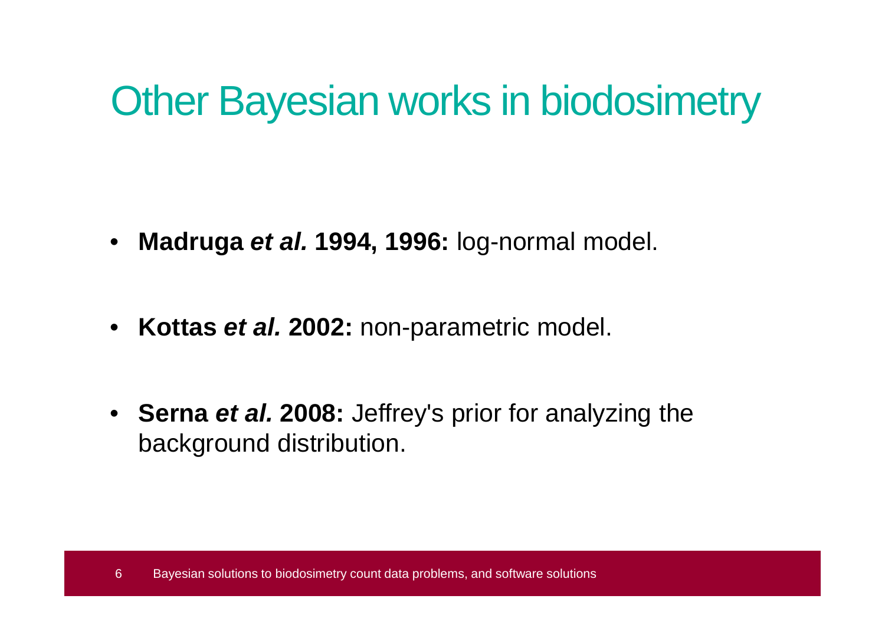# Other Bayesian works in biodosimetry

- **Madruga *et al.* 1994, 1996:** log-normal model.
- **Kottas *et al.* 2002:** non-parametric model.
- **Serna *et al.* 2008:** Jeffrey's prior for analyzing the background distribution.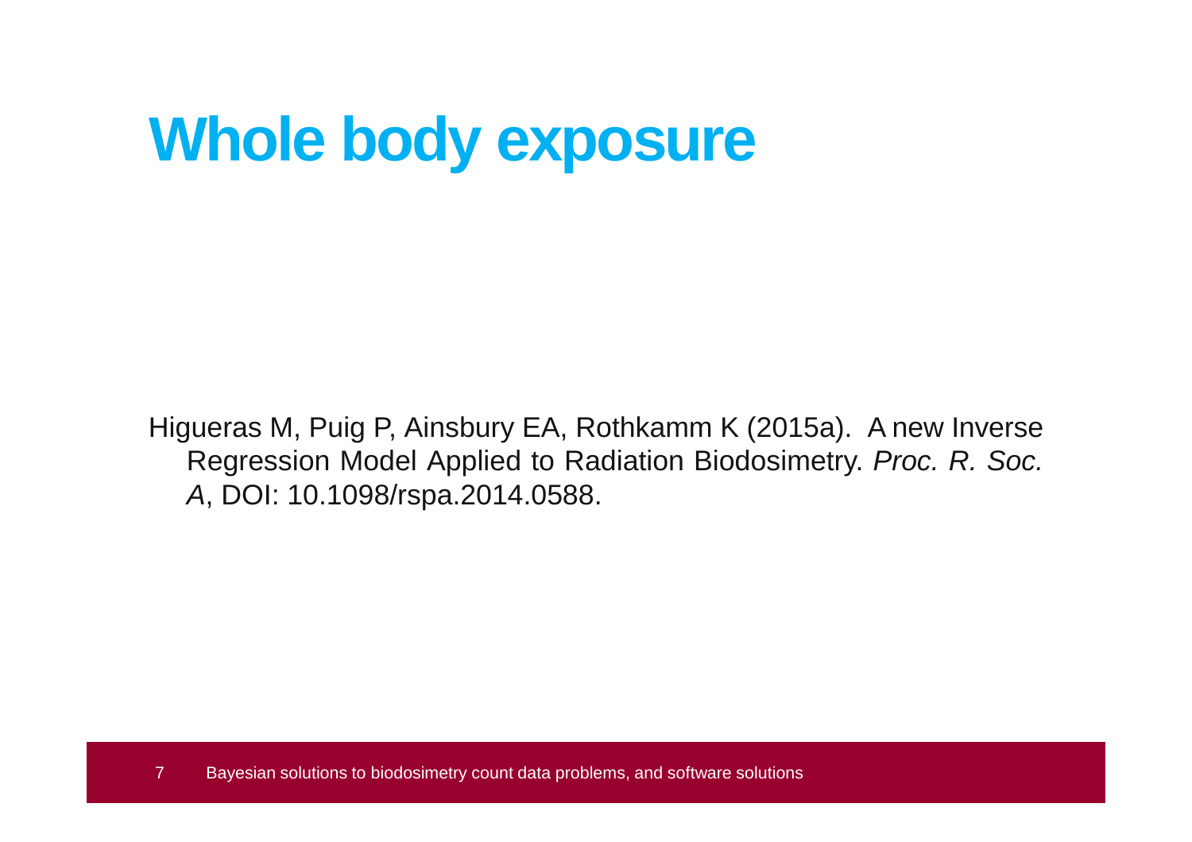# Whole body exposure

Higueras M, Puig P, Ainsbury EA, Rothkamm K (2015a). A new Inverse Regression Model Applied to Radiation Biodosimetry. *Proc. R. Soc. A*, DOI: 10.1098/rspa.2014.0588.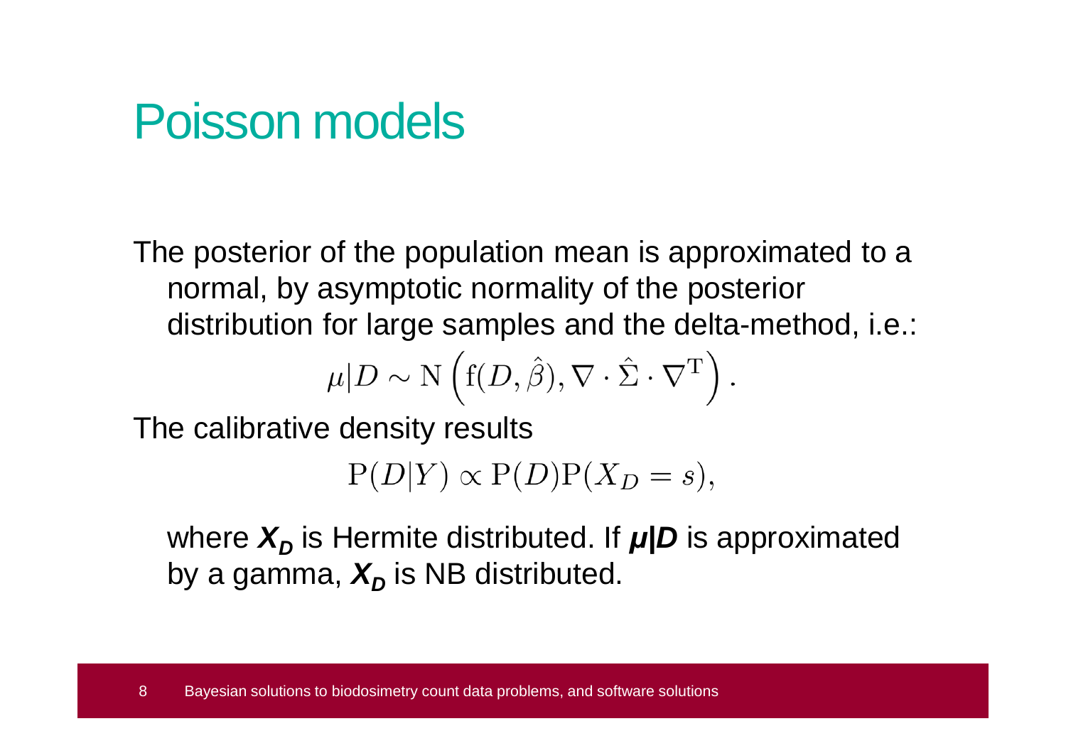# Poisson models

The posterior of the population mean is approximated to a normal, by asymptotic normality of the posterior distribution for large samples and the delta-method, i.e.:

$$\mu|D \sim \mathrm{N}\left(\mathrm{f}(D, \hat{\beta}), \nabla \cdot \hat{\Sigma} \cdot \nabla^{\mathrm{T}}\right).$$

The calibrative density results

$$\mathrm{P}(D|Y) \propto \mathrm{P}(D)\mathrm{P}(X_D = s),$$

where $\boldsymbol{X_D}$ is Hermite distributed. If $\boldsymbol{\mu|D}$ is approximated by a gamma, $\boldsymbol{X_D}$ is NB distributed.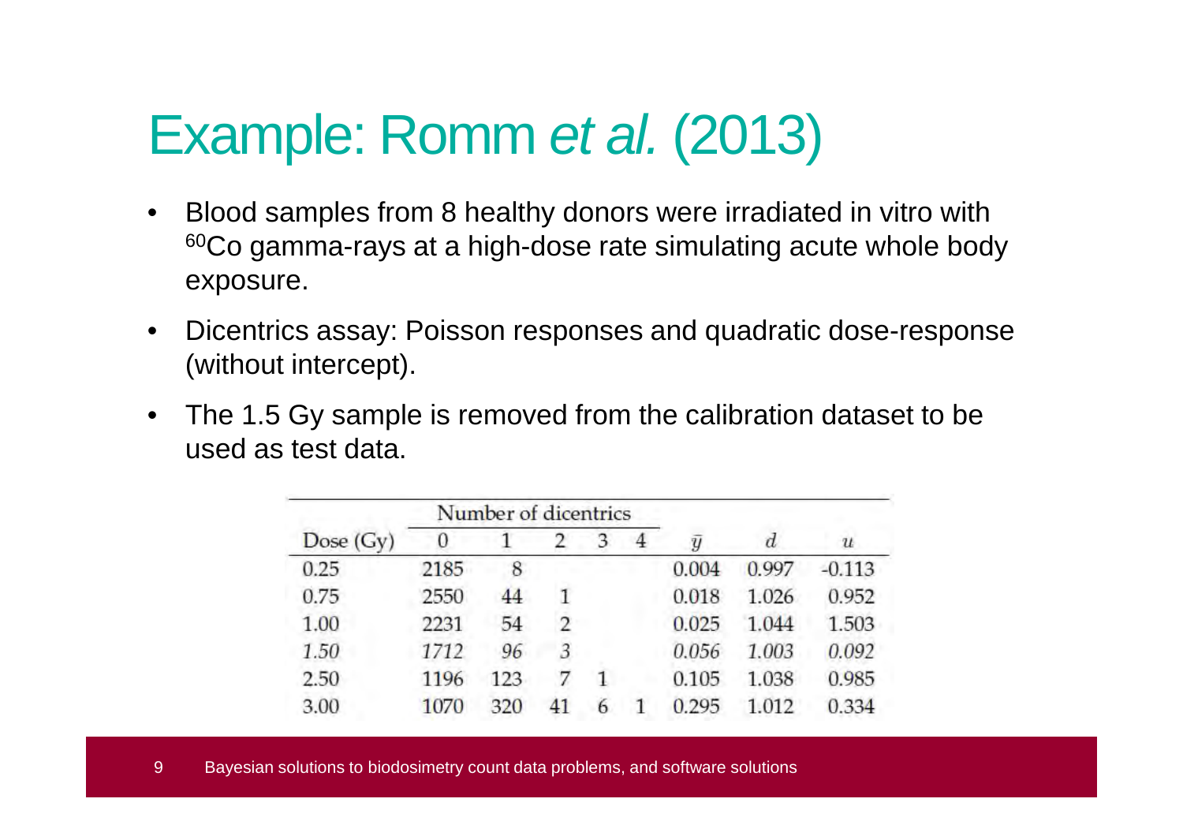# Example: Romm *et al.* (2013)

- Blood samples from 8 healthy donors were irradiated in vitro with $^{60}$Co gamma-rays at a high-dose rate simulating acute whole body exposure.
- Dicentrics assay: Poisson responses and quadratic dose-response (without intercept).
- The 1.5 Gy sample is removed from the calibration dataset to be used as test data.

| | Number of dicentrics | | | | | | | |
|---|---|---|---|---|---|---|---|---|
| Dose (Gy) | 0 | 1 | 2 | 3 | 4 | $\bar{y}$ | $d$ | $u$ |
| 0.25 | 2185 | 8 | | | | 0.004 | 0.997 | -0.113 |
| 0.75 | 2550 | 44 | 1 | | | 0.018 | 1.026 | 0.952 |
| 1.00 | 2231 | 54 | 2 | | | 0.025 | 1.044 | 1.503 |
| *1.50* | *1712* | *96* | *3* | | | *0.056* | *1.003* | *0.092* |
| 2.50 | 1196 | 123 | 7 | 1 | | 0.105 | 1.038 | 0.985 |
| 3.00 | 1070 | 320 | 41 | 6 | 1 | 0.295 | 1.012 | 0.334 |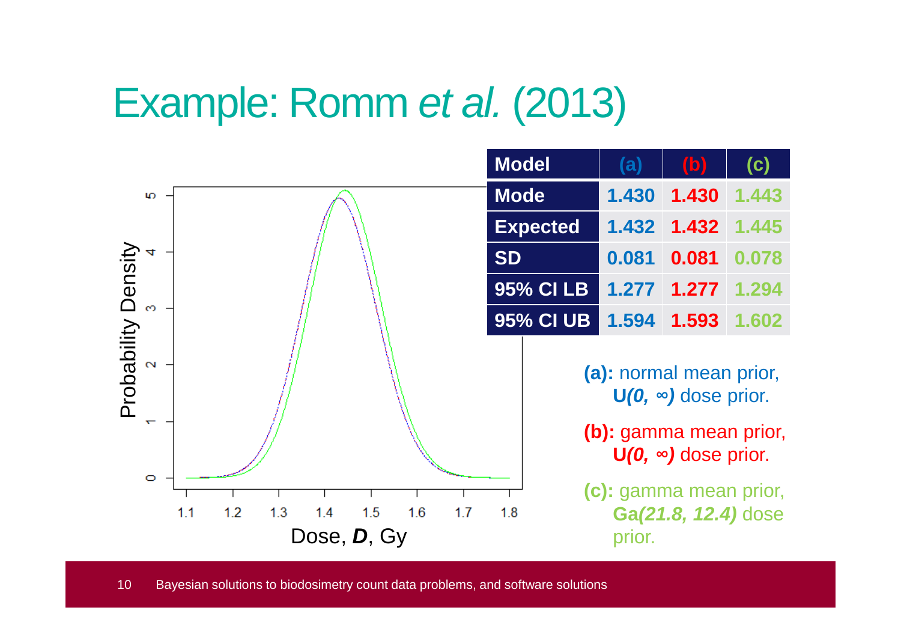# Example: Romm *et al.* (2013)

| Model | (a) | (b) | (c) |
|---|---|---|---|
| Mode | 1.430 | 1.430 | 1.443 |
| Expected | 1.432 | 1.432 | 1.445 |
| SD | 0.081 | 0.081 | 0.078 |
| 95% CI LB | 1.277 | 1.277 | 1.294 |
| 95% CI UB | 1.594 | 1.593 | 1.602 |

**(a):** normal mean prior, ***U(0, ∞)*** dose prior.

**(b):** gamma mean prior, ***U(0, ∞)*** dose prior.

**(c):** gamma mean prior, **Ga*(21.8, 12.4)*** dose prior.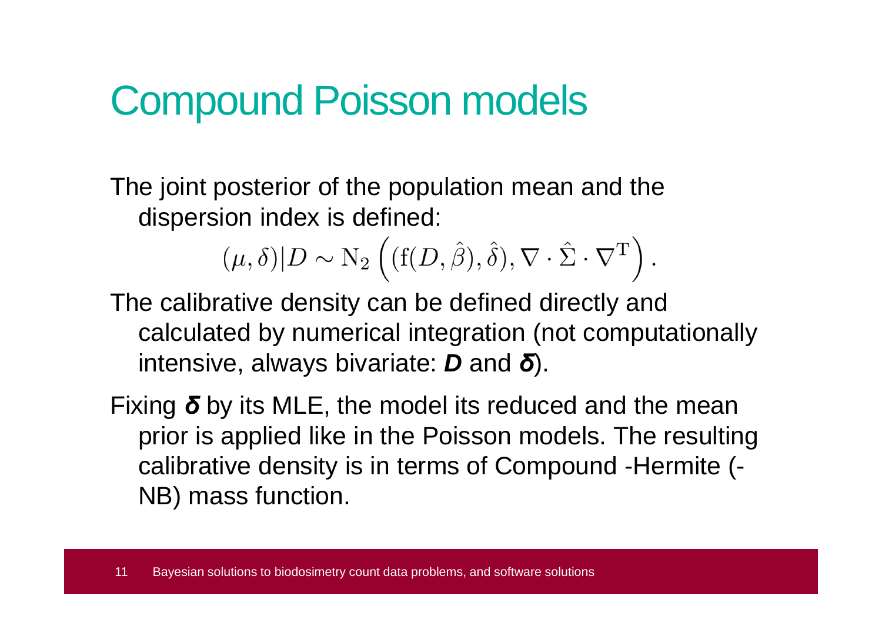# Compound Poisson models

The joint posterior of the population mean and the dispersion index is defined:

$$(\mu, \delta)|D \sim \mathrm{N}_2\left((\mathrm{f}(D, \hat{\beta}), \hat{\delta}), \nabla \cdot \hat{\Sigma} \cdot \nabla^{\mathrm{T}}\right).$$

The calibrative density can be defined directly and calculated by numerical integration (not computationally intensive, always bivariate: ***D*** and ***δ***).

Fixing ***δ*** by its MLE, the model its reduced and the mean prior is applied like in the Poisson models. The resulting calibrative density is in terms of Compound -Hermite (-NB) mass function.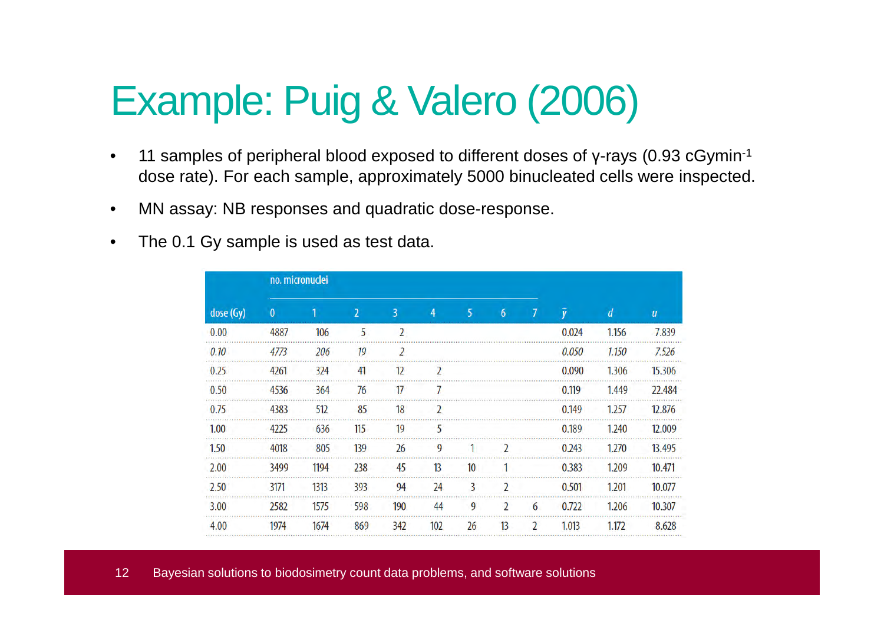# Example: Puig & Valero (2006)

- 11 samples of peripheral blood exposed to different doses of γ-rays (0.93 $cGymin^{-1}$ dose rate). For each sample, approximately 5000 binucleated cells were inspected.
- MN assay: NB responses and quadratic dose-response.
- The 0.1 Gy sample is used as test data.

| | no. micronuclei | | | | | | | | | | |
|---|---|---|---|---|---|---|---|---|---|---|---|
| dose (Gy) | 0 | 1 | 2 | 3 | 4 | 5 | 6 | 7 | $\bar{y}$ | $d$ | $u$ |
| 0.00 | 4887 | 106 | 5 | 2 | | | | | 0.024 | 1.156 | 7.839 |
| *0.10* | *4773* | *206* | *19* | *2* | | | | | *0.050* | *1.150* | *7.526* |
| 0.25 | 4261 | 324 | 41 | 12 | 2 | | | | 0.090 | 1.306 | 15.306 |
| 0.50 | 4536 | 364 | 76 | 17 | 7 | | | | 0.119 | 1.449 | 22.484 |
| 0.75 | 4383 | 512 | 85 | 18 | 2 | | | | 0.149 | 1.257 | 12.876 |
| 1.00 | 4225 | 636 | 115 | 19 | 5 | | | | 0.189 | 1.240 | 12.009 |
| 1.50 | 4018 | 805 | 139 | 26 | 9 | 1 | 2 | | 0.243 | 1.270 | 13.495 |
| 2.00 | 3499 | 1194 | 238 | 45 | 13 | 10 | 1 | | 0.383 | 1.209 | 10.471 |
| 2.50 | 3171 | 1313 | 393 | 94 | 24 | 3 | 2 | | 0.501 | 1.201 | 10.077 |
| 3.00 | 2582 | 1575 | 598 | 190 | 44 | 9 | 2 | 6 | 0.722 | 1.206 | 10.307 |
| 4.00 | 1974 | 1674 | 869 | 342 | 102 | 26 | 13 | 2 | 1.013 | 1.172 | 8.628 |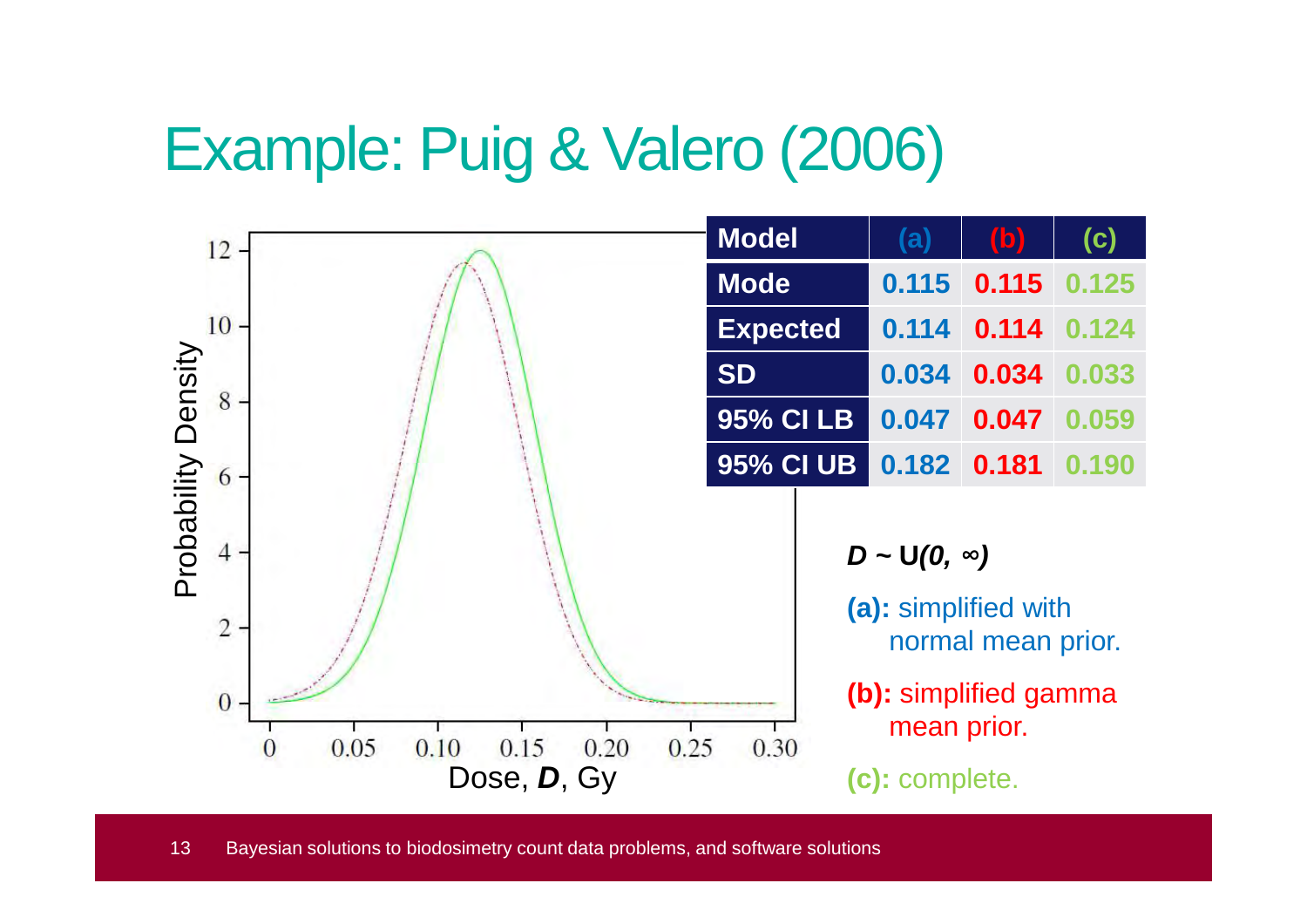# Example: Puig & Valero (2006)

| Model | (a) | (b) | (c) |
|---|---|---|---|
| Mode | 0.115 | 0.115 | 0.125 |
| Expected | 0.114 | 0.114 | 0.124 |
| SD | 0.034 | 0.034 | 0.033 |
| 95% CI LB | 0.047 | 0.047 | 0.059 |
| 95% CI UB | 0.182 | 0.181 | 0.190 |

$D \sim U(0, \infty)$

**(a):** simplified with normal mean prior.

**(b):** simplified gamma mean prior.

**(c):** complete.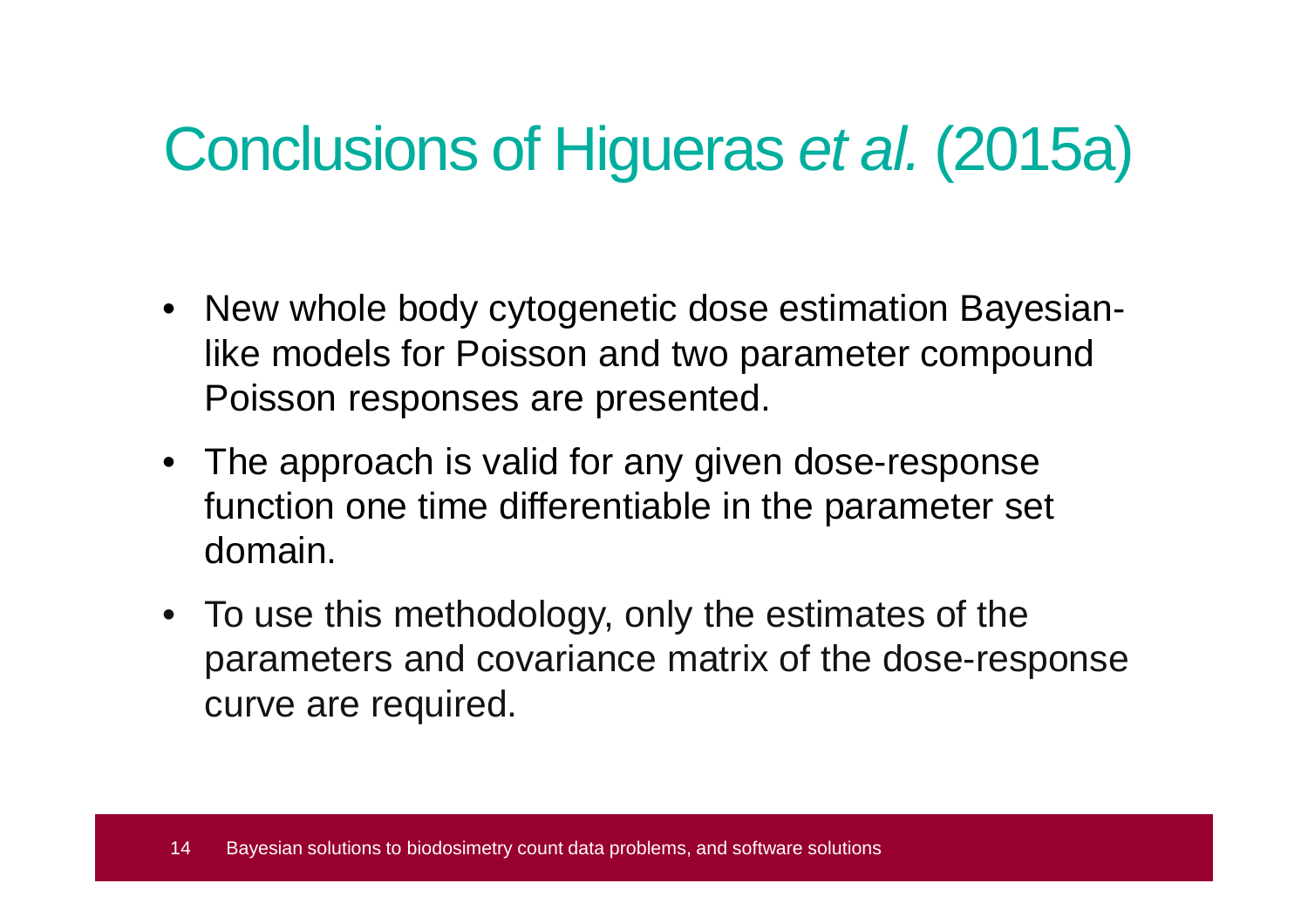# Conclusions of Higueras *et al.* (2015a)

- New whole body cytogenetic dose estimation Bayesian-like models for Poisson and two parameter compound Poisson responses are presented.
- The approach is valid for any given dose-response function one time differentiable in the parameter set domain.
- To use this methodology, only the estimates of the parameters and covariance matrix of the dose-response curve are required.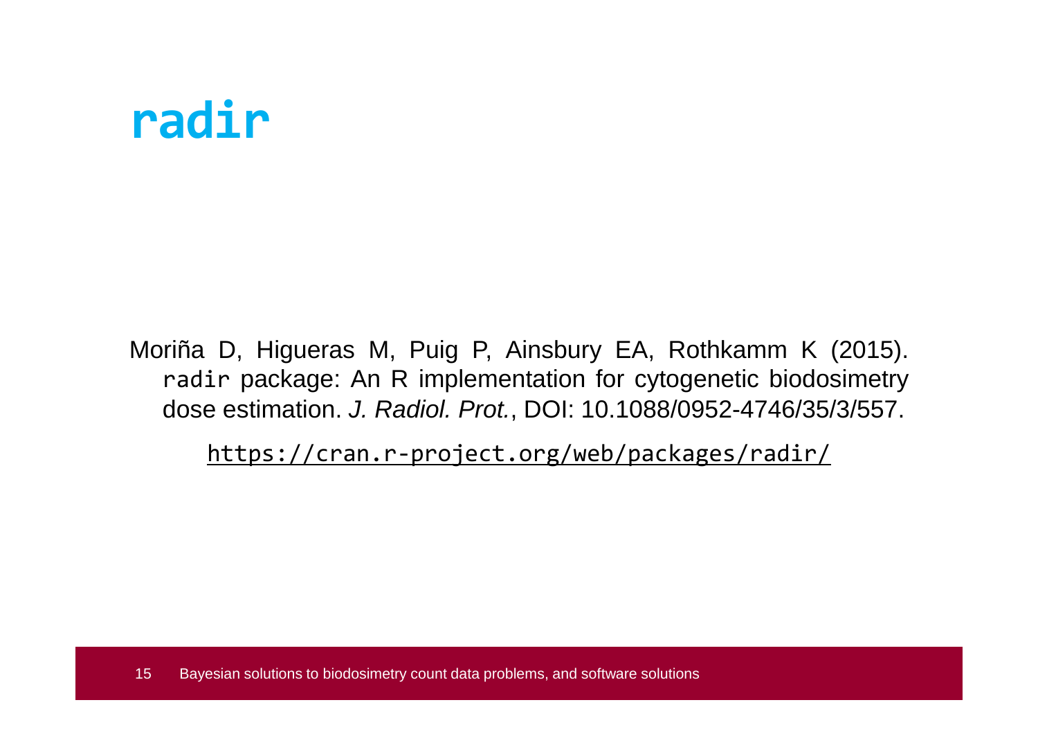# radir

Moriña D, Higueras M, Puig P, Ainsbury EA, Rothkamm K (2015). `radir` package: An R implementation for cytogenetic biodosimetry dose estimation. *J. Radiol. Prot.*, DOI: 10.1088/0952-4746/35/3/557.

https://cran.r-project.org/web/packages/radir/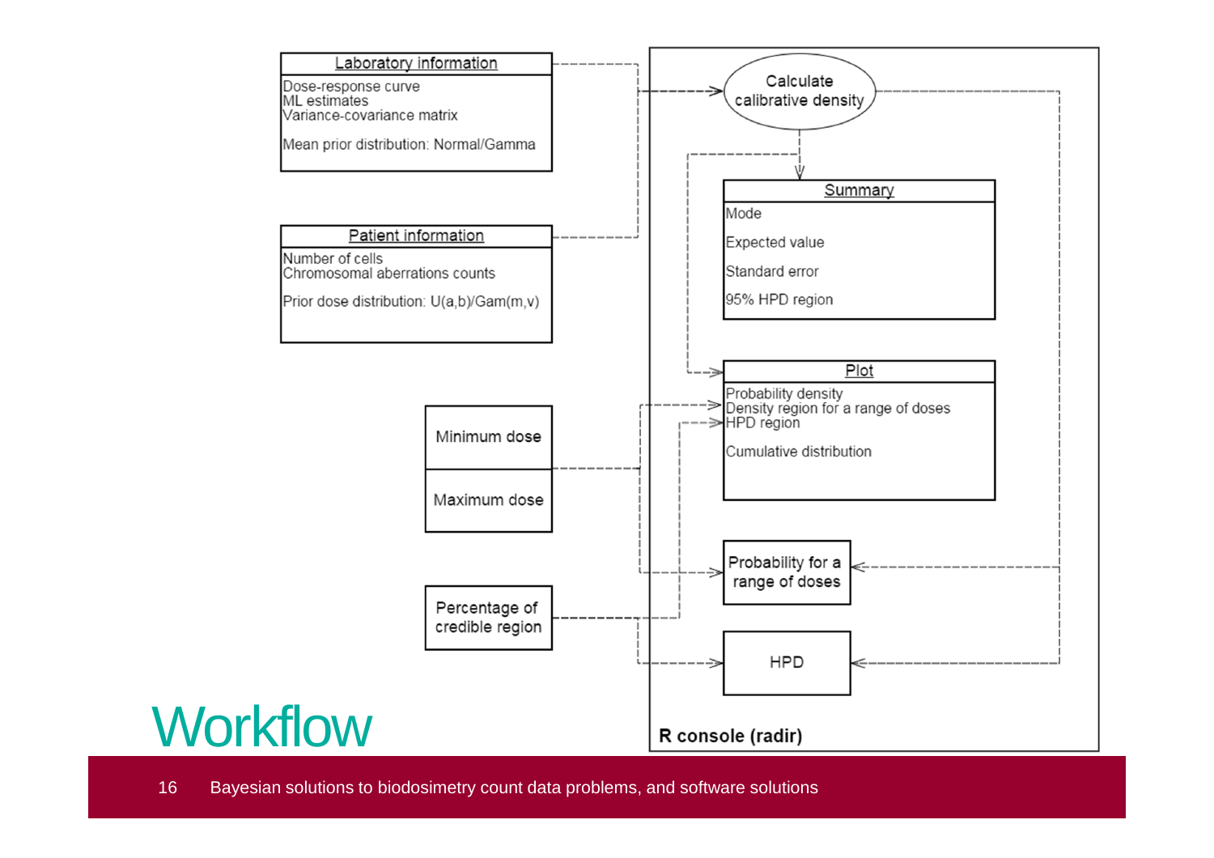# Workflow

**Laboratory information**

- Dose-response curve
- ML estimates
- Variance-covariance matrix
- Mean prior distribution: Normal/Gamma

**Patient information**

- Number of cells
- Chromosomal aberrations counts
- Prior dose distribution: U(a,b)/Gam(m,v)

**Minimum dose**

**Maximum dose**

**Percentage of credible region**

**R console (radir)**

- Calculate calibrative density
- **Summary**
  - Mode
  - Expected value
  - Standard error
  - 95% HPD region
- **Plot**
  - Probability density
  - Density region for a range of doses
  - HPD region
  - Cumulative distribution
- Probability for a range of doses
- HPD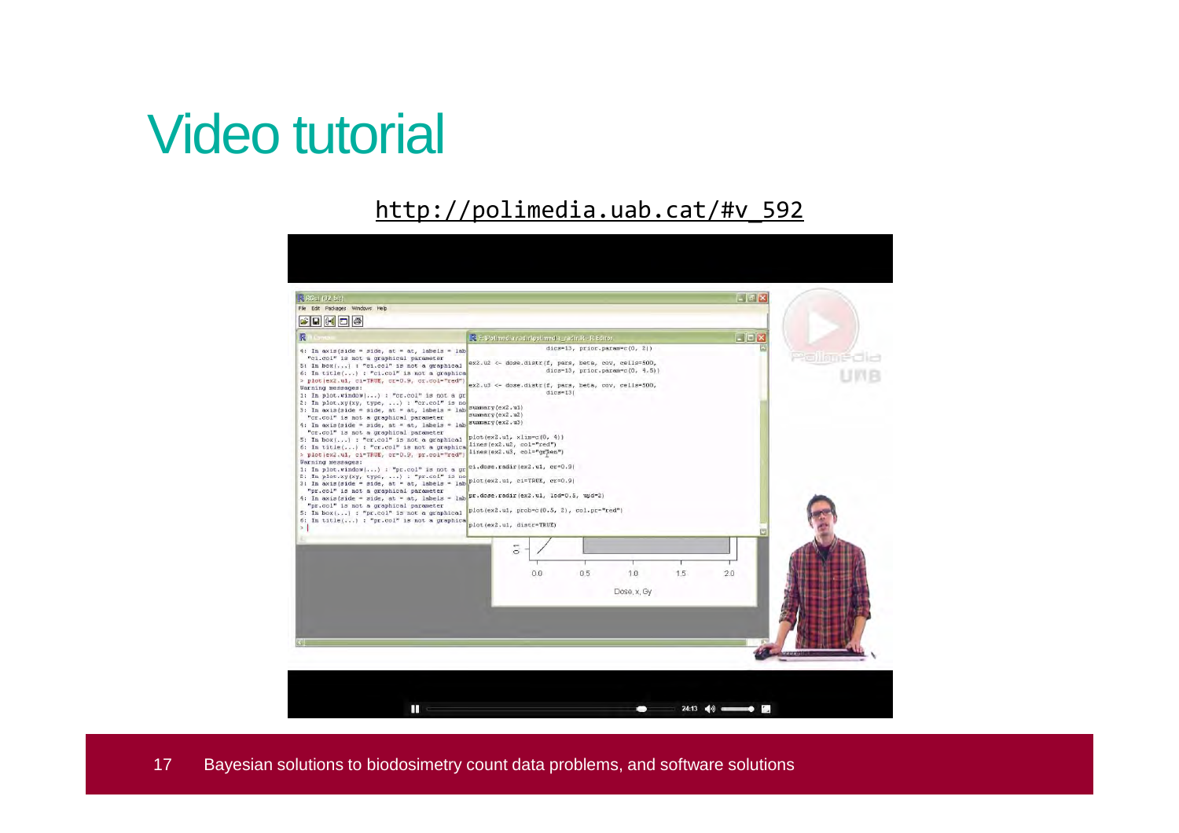# Video tutorial

http://polimedia.uab.cat/#v_592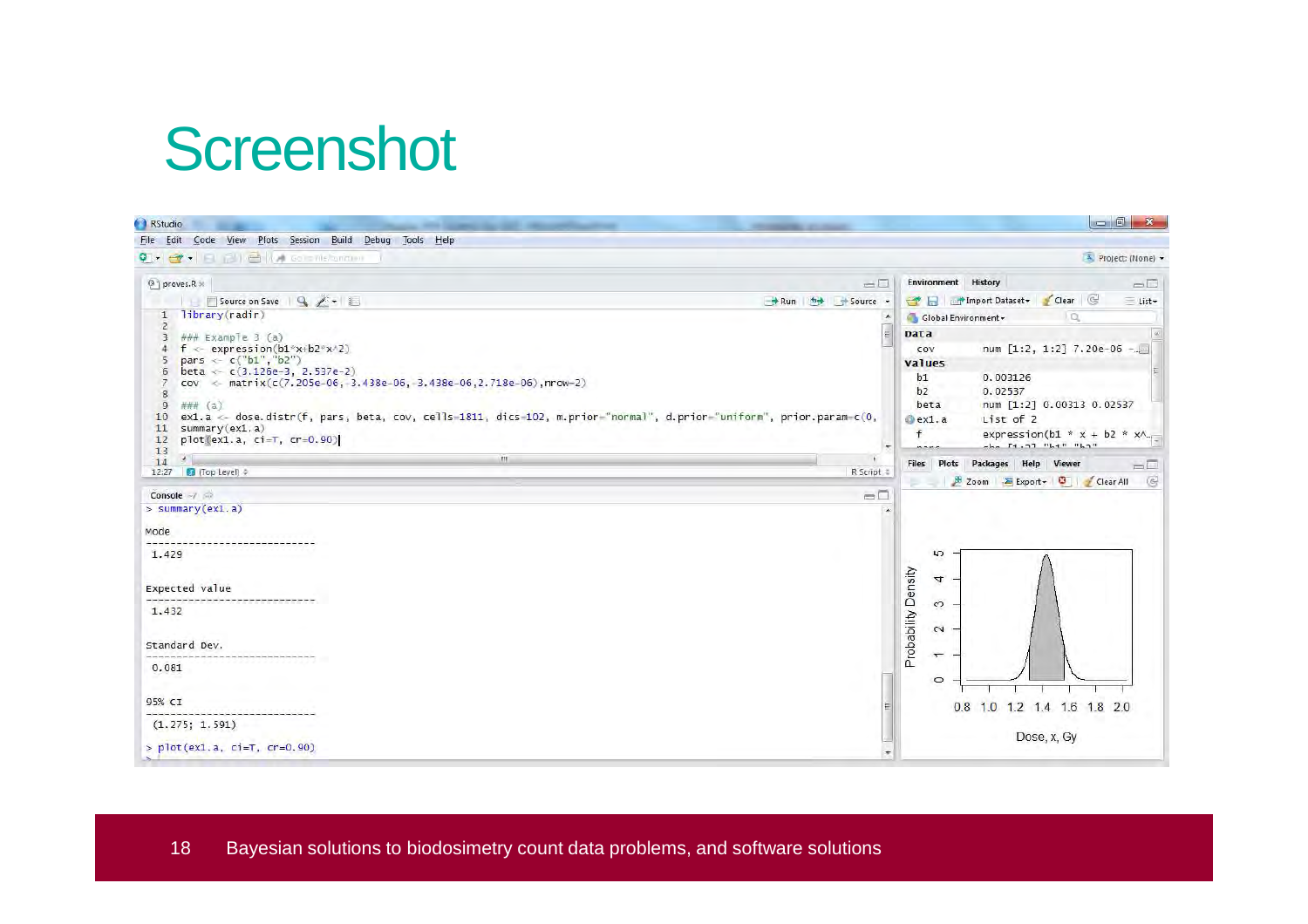# Screenshot

```
1  library(radir)
2
3  ### Example 3 (a)
4  f <- expression(b1*x+b2*x^2)
5  pars <- c("b1","b2")
6  beta <- c(3.126e-3, 2.537e-2)
7  cov  <- matrix(c(7.205e-06,-3.438e-06,-3.438e-06,2.718e-06),nrow=2)
8
9  ### (a)
10 ex1.a <- dose.distr(f, pars, beta, cov, cells=1811, dics=102, m.prior="normal", d.prior="uniform", prior.param=c(0,
11 summary(ex1.a)
12 plot(ex1.a, ci=T, cr=0.90)
```

```
> summary(ex1.a)

Mode
-----------------------------
 1.429

Expected value
-----------------------------
 1.432

Standard Dev.
-----------------------------
 0.081

95% CI
-----------------------------
 (1.275; 1.591)

> plot(ex1.a, ci=T, cr=0.90)
```

Environment:

| | |
|---|---|
| **Data** | |
| cov | num [1:2, 1:2] 7.20e-06 -... |
| **Values** | |
| b1 | 0.003126 |
| b2 | 0.02537 |
| beta | num [1:2] 0.00313 0.02537 |
| ex1.a | List of 2 |
| f | expression(b1 * x + b2 * x^... |

Plot: Probability Density vs. Dose, x, Gy (0.8 – 2.0)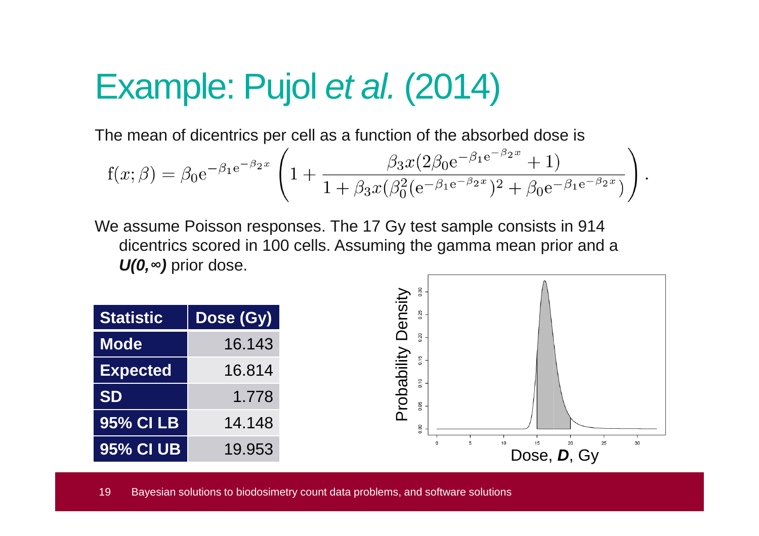# Example: Pujol *et al.* (2014)

The mean of dicentrics per cell as a function of the absorbed dose is

$$f(x;\beta) = \beta_0 e^{-\beta_1 e^{-\beta_2 x}} \left( 1 + \frac{\beta_3 x (2\beta_0 e^{-\beta_1 e^{-\beta_2 x}} + 1)}{1 + \beta_3 x (\beta_0^2 (e^{-\beta_1 e^{-\beta_2 x}})^2 + \beta_0 e^{-\beta_1 e^{-\beta_2 x}})} \right).$$

We assume Poisson responses. The 17 Gy test sample consists in 914 dicentrics scored in 100 cells. Assuming the gamma mean prior and a ***U(0,∞)*** prior dose.

| Statistic | Dose (Gy) |
|---|---|
| Mode | 16.143 |
| Expected | 16.814 |
| SD | 1.778 |
| 95% CI LB | 14.148 |
| 95% CI UB | 19.953 |

Probability Density

Dose, ***D***, Gy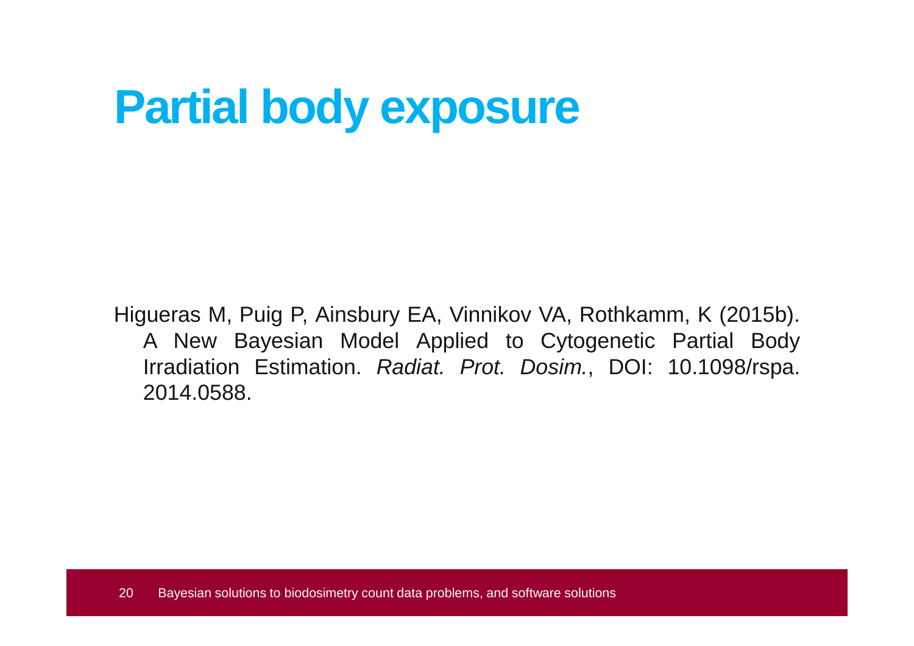# Partial body exposure

Higueras M, Puig P, Ainsbury EA, Vinnikov VA, Rothkamm, K (2015b). A New Bayesian Model Applied to Cytogenetic Partial Body Irradiation Estimation. *Radiat. Prot. Dosim.*, DOI: 10.1098/rspa. 2014.0588.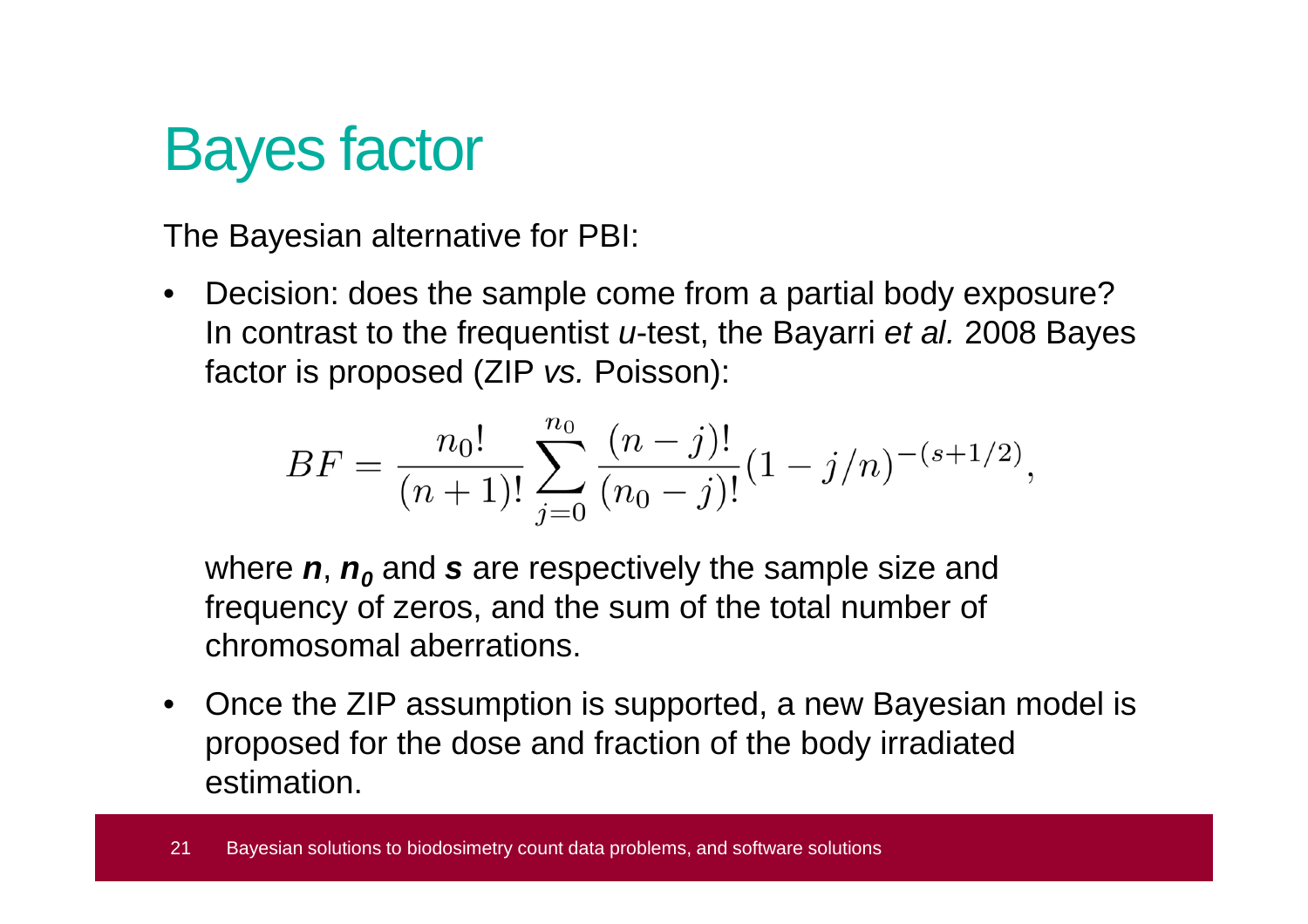# Bayes factor

The Bayesian alternative for PBI:

- Decision: does the sample come from a partial body exposure? In contrast to the frequentist *u*-test, the Bayarri *et al.* 2008 Bayes factor is proposed (ZIP *vs.* Poisson):

$$BF = \frac{n_0!}{(n+1)!} \sum_{j=0}^{n_0} \frac{(n-j)!}{(n_0-j)!} (1 - j/n)^{-(s+1/2)},$$

  where $\boldsymbol{n}$, $\boldsymbol{n_0}$ and $\boldsymbol{s}$ are respectively the sample size and frequency of zeros, and the sum of the total number of chromosomal aberrations.

- Once the ZIP assumption is supported, a new Bayesian model is proposed for the dose and fraction of the body irradiated estimation.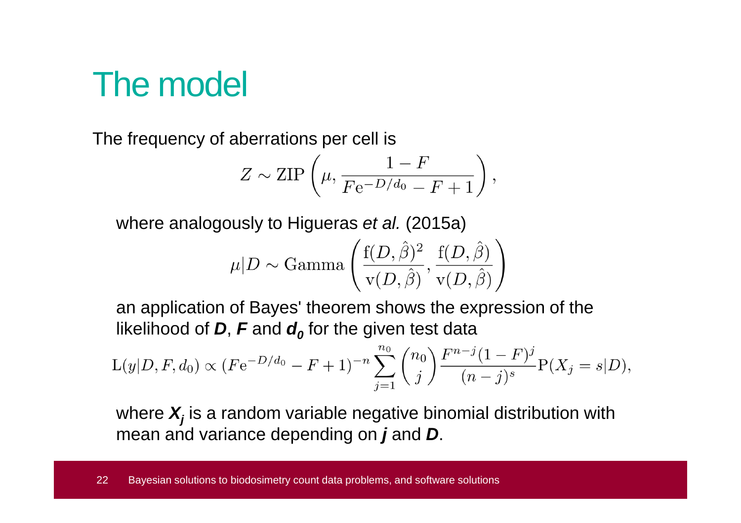# The model

The frequency of aberrations per cell is

$$Z \sim \mathrm{ZIP}\left(\mu, \frac{1-F}{F\mathrm{e}^{-D/d_0} - F + 1}\right),$$

where analogously to Higueras *et al.* (2015a)

$$\mu | D \sim \mathrm{Gamma}\left(\frac{\mathrm{f}(D,\hat{\beta})^2}{\mathrm{v}(D,\hat{\beta})}, \frac{\mathrm{f}(D,\hat{\beta})}{\mathrm{v}(D,\hat{\beta})}\right)$$

an application of Bayes' theorem shows the expression of the likelihood of ***D***, ***F*** and ***$d_0$*** for the given test data

$$\mathrm{L}(y|D,F,d_0) \propto (F\mathrm{e}^{-D/d_0} - F + 1)^{-n} \sum_{j=1}^{n_0} \binom{n_0}{j} \frac{F^{n-j}(1-F)^j}{(n-j)^s} \mathrm{P}(X_j = s|D),$$

where ***$X_j$*** is a random variable negative binomial distribution with mean and variance depending on ***j*** and ***D***.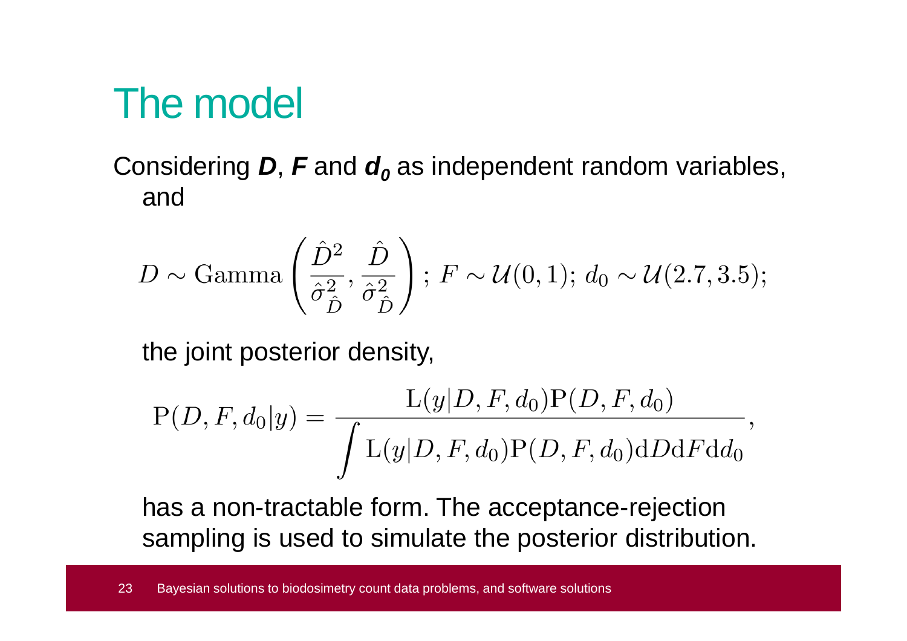# The model

Considering ***D***, ***F*** and ***d₀*** as independent random variables, and

$$D \sim \text{Gamma}\left(\frac{\hat{D}^2}{\hat{\sigma}^2_{\hat{D}}}, \frac{\hat{D}}{\hat{\sigma}^2_{\hat{D}}}\right);\ F \sim \mathcal{U}(0,1);\ d_0 \sim \mathcal{U}(2.7, 3.5);$$

the joint posterior density,

$$\mathrm{P}(D, F, d_0|y) = \frac{\mathrm{L}(y|D,F,d_0)\mathrm{P}(D,F,d_0)}{\displaystyle\int \mathrm{L}(y|D,F,d_0)\mathrm{P}(D,F,d_0)\mathrm{d}D\mathrm{d}F\mathrm{d}d_0},$$

has a non-tractable form. The acceptance-rejection sampling is used to simulate the posterior distribution.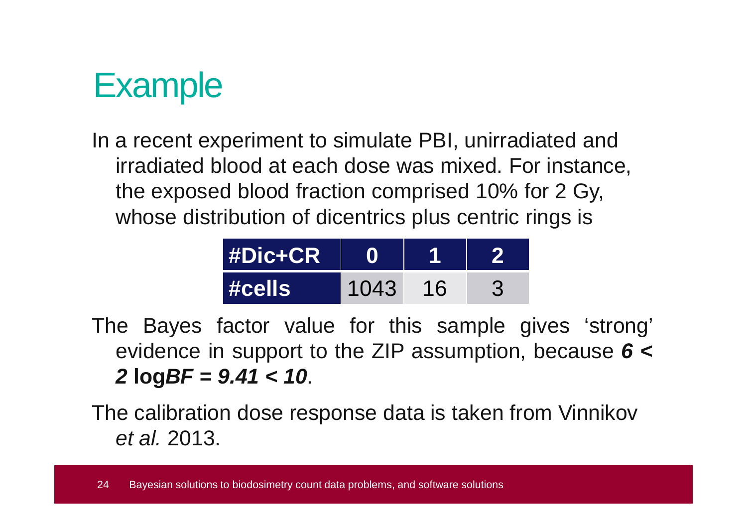# Example

In a recent experiment to simulate PBI, unirradiated and irradiated blood at each dose was mixed. For instance, the exposed blood fraction comprised 10% for 2 Gy, whose distribution of dicentrics plus centric rings is

| #Dic+CR | 0 | 1 | 2 |
|---|---|---|---|
| #cells | 1043 | 16 | 3 |

The Bayes factor value for this sample gives 'strong' evidence in support to the ZIP assumption, because $6 < 2 \log BF = 9.41 < 10$.

The calibration dose response data is taken from Vinnikov *et al.* 2013.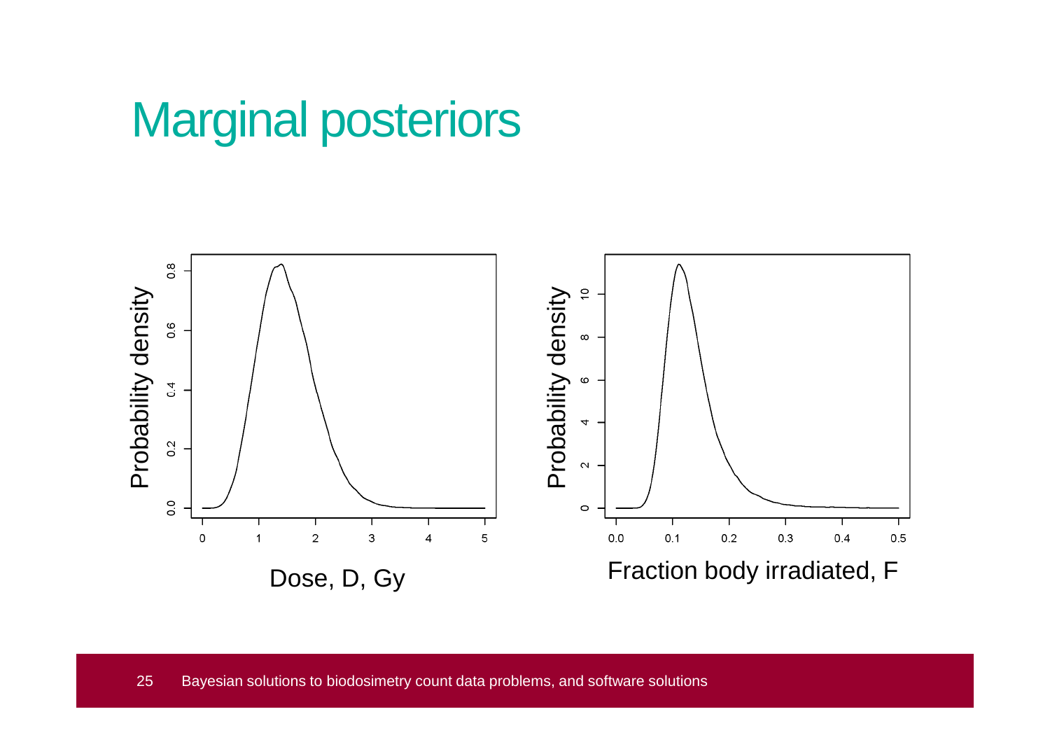# Marginal posteriors

Probability density

Dose, D, Gy

Probability density

Fraction body irradiated, F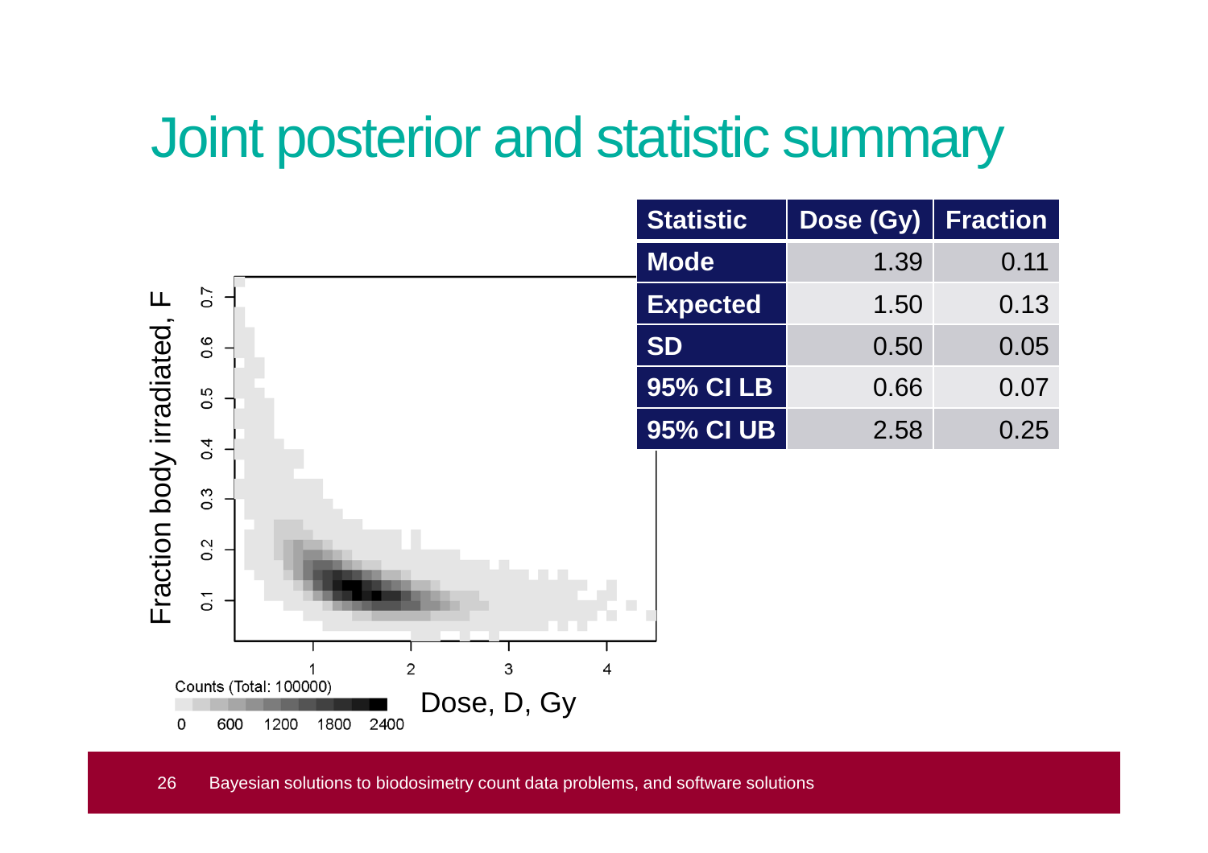# Joint posterior and statistic summary

| Statistic | Dose (Gy) | Fraction |
|---|---|---|
| Mode | 1.39 | 0.11 |
| Expected | 1.50 | 0.13 |
| SD | 0.50 | 0.05 |
| 95% CI LB | 0.66 | 0.07 |
| 95% CI UB | 2.58 | 0.25 |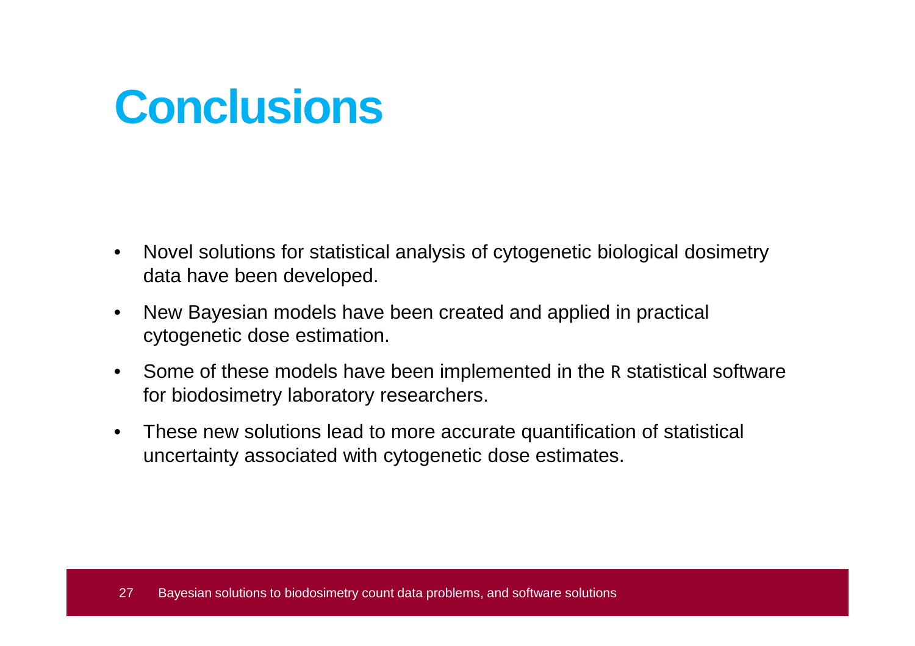# Conclusions

- Novel solutions for statistical analysis of cytogenetic biological dosimetry data have been developed.
- New Bayesian models have been created and applied in practical cytogenetic dose estimation.
- Some of these models have been implemented in the `R` statistical software for biodosimetry laboratory researchers.
- These new solutions lead to more accurate quantification of statistical uncertainty associated with cytogenetic dose estimates.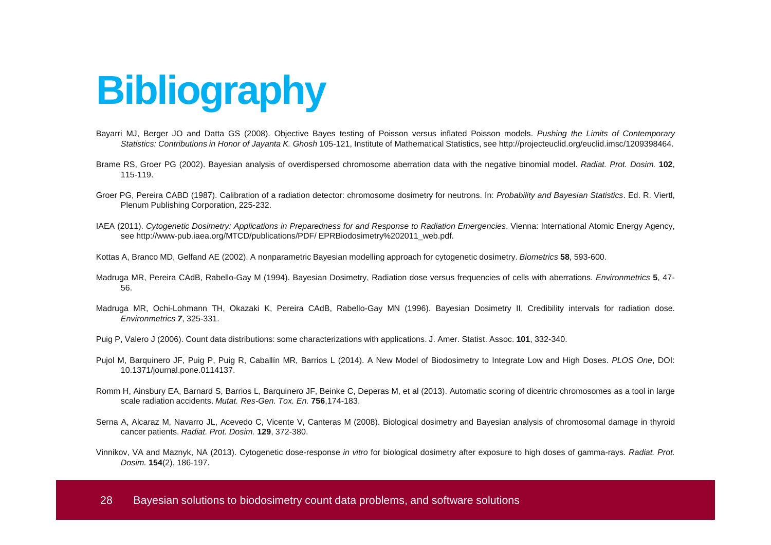# Bibliography

Bayarri MJ, Berger JO and Datta GS (2008). Objective Bayes testing of Poisson versus inflated Poisson models. *Pushing the Limits of Contemporary Statistics: Contributions in Honor of Jayanta K. Ghosh* 105-121, Institute of Mathematical Statistics, see http://projecteuclid.org/euclid.imsc/1209398464.

Brame RS, Groer PG (2002). Bayesian analysis of overdispersed chromosome aberration data with the negative binomial model. *Radiat. Prot. Dosim.* **102**, 115-119.

Groer PG, Pereira CABD (1987). Calibration of a radiation detector: chromosome dosimetry for neutrons. In: *Probability and Bayesian Statistics*. Ed. R. Viertl, Plenum Publishing Corporation, 225-232.

IAEA (2011). *Cytogenetic Dosimetry: Applications in Preparedness for and Response to Radiation Emergencies*. Vienna: International Atomic Energy Agency, see http://www-pub.iaea.org/MTCD/publications/PDF/ EPRBiodosimetry%202011_web.pdf.

Kottas A, Branco MD, Gelfand AE (2002). A nonparametric Bayesian modelling approach for cytogenetic dosimetry. *Biometrics* **58**, 593-600.

Madruga MR, Pereira CAdB, Rabello-Gay M (1994). Bayesian Dosimetry, Radiation dose versus frequencies of cells with aberrations. *Environmetrics* **5**, 47-56.

Madruga MR, Ochi-Lohmann TH, Okazaki K, Pereira CAdB, Rabello-Gay MN (1996). Bayesian Dosimetry II, Credibility intervals for radiation dose. *Environmetrics **7***, 325-331.

Puig P, Valero J (2006). Count data distributions: some characterizations with applications. J. Amer. Statist. Assoc. **101**, 332-340.

Pujol M, Barquinero JF, Puig P, Puig R, Caballín MR, Barrios L (2014). A New Model of Biodosimetry to Integrate Low and High Doses. *PLOS One*, DOI: 10.1371/journal.pone.0114137.

Romm H, Ainsbury EA, Barnard S, Barrios L, Barquinero JF, Beinke C, Deperas M, et al (2013). Automatic scoring of dicentric chromosomes as a tool in large scale radiation accidents. *Mutat. Res-Gen. Tox. En.* **756**,174-183.

Serna A, Alcaraz M, Navarro JL, Acevedo C, Vicente V, Canteras M (2008). Biological dosimetry and Bayesian analysis of chromosomal damage in thyroid cancer patients. *Radiat. Prot. Dosim.* **129**, 372-380.

Vinnikov, VA and Maznyk, NA (2013). Cytogenetic dose-response *in vitro* for biological dosimetry after exposure to high doses of gamma-rays. *Radiat. Prot. Dosim.* **154**(2), 186-197.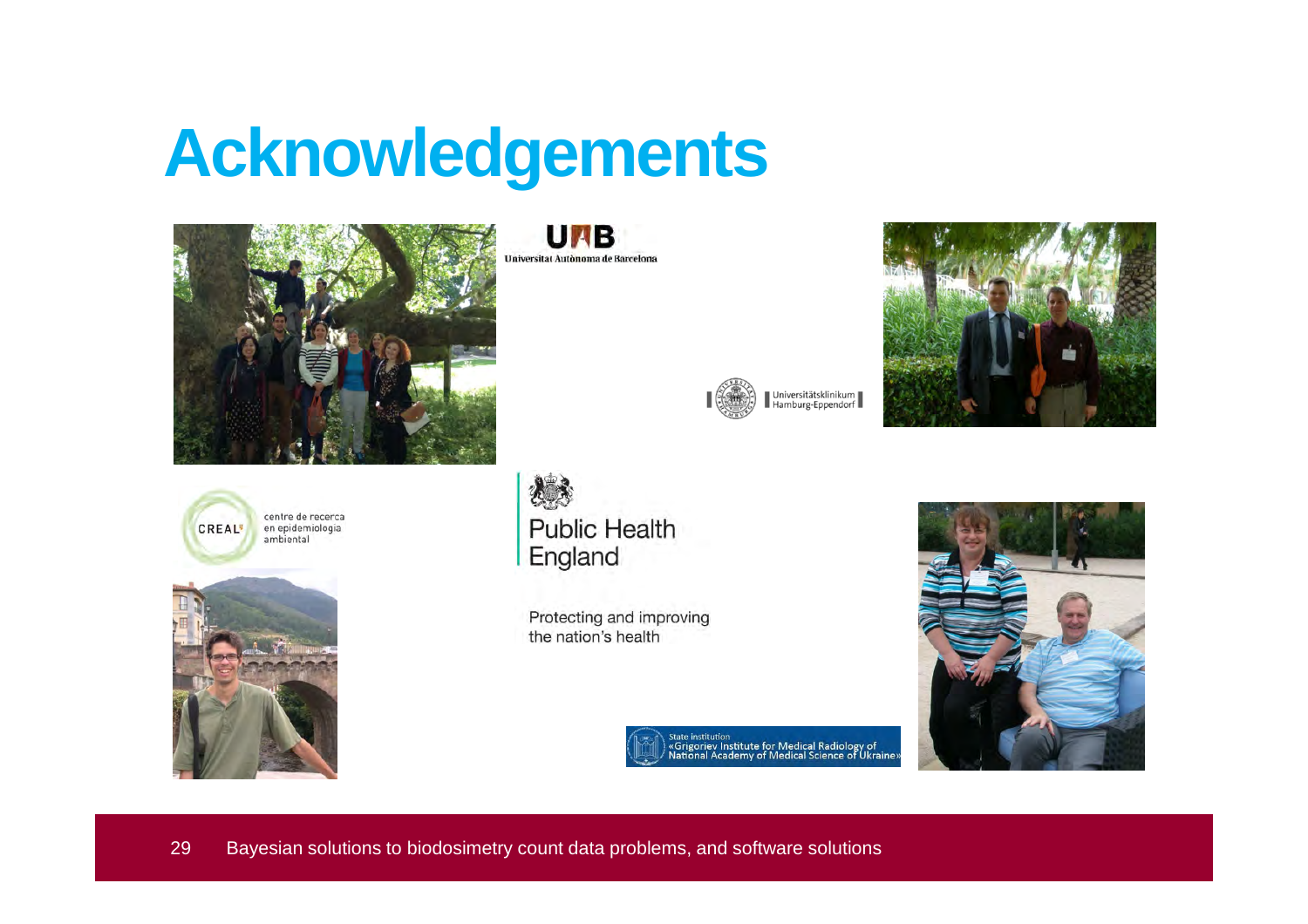# Acknowledgements

UAB
Universitat Autònoma de Barcelona

Universitätsklinikum Hamburg-Eppendorf

CREAL centre de recerca en epidemiologia ambiental

Public Health England

Protecting and improving the nation's health

State institution «Grigoriev Institute for Medical Radiology of National Academy of Medical Science of Ukraine»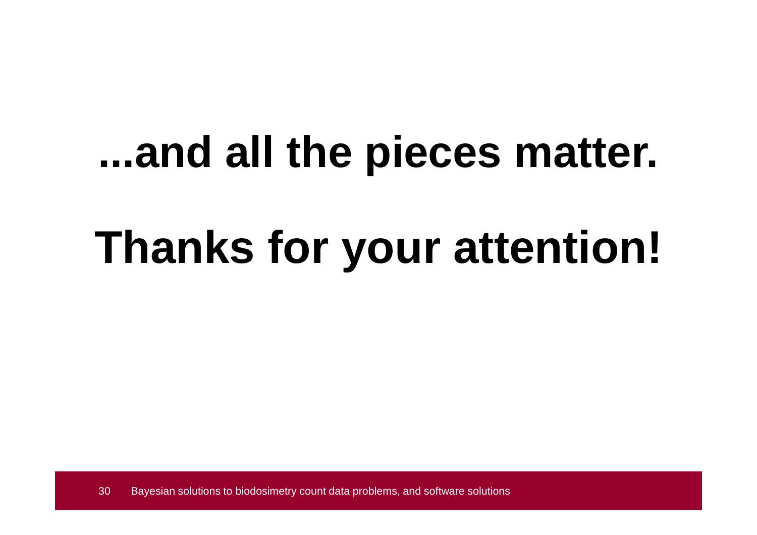# ...and all the pieces matter.

# Thanks for your attention!